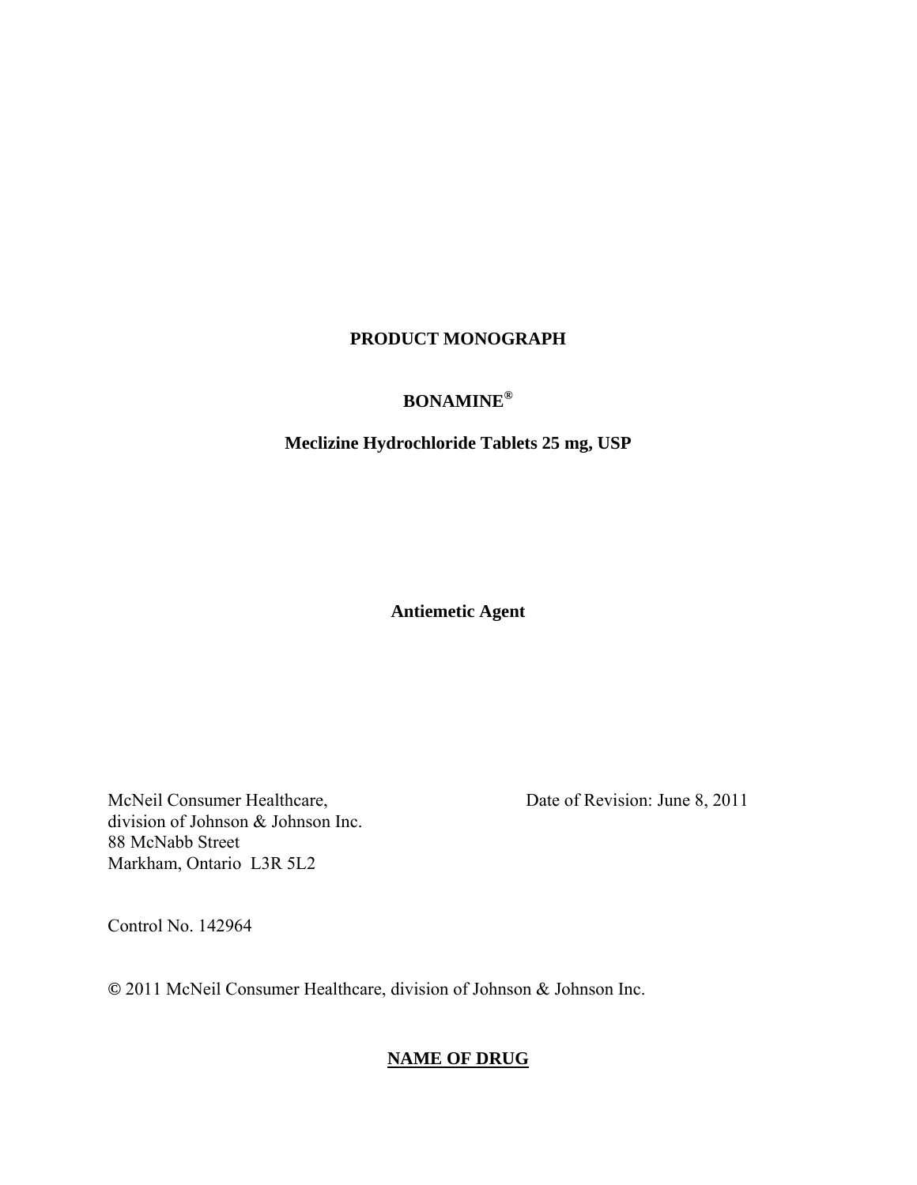# PRODUCT MONOGRAPH

## BONAMINE®

## Meclizine Hydrochloride Tablets 25 mg, USP

**Antiemetic Agent**

McNeil Consumer Healthcare,
division of Johnson & Johnson Inc.
88 McNabb Street
Markham, Ontario L3R 5L2

Date of Revision: June 8, 2011

Control No. 142964

© 2011 McNeil Consumer Healthcare, division of Johnson & Johnson Inc.

## NAME OF DRUG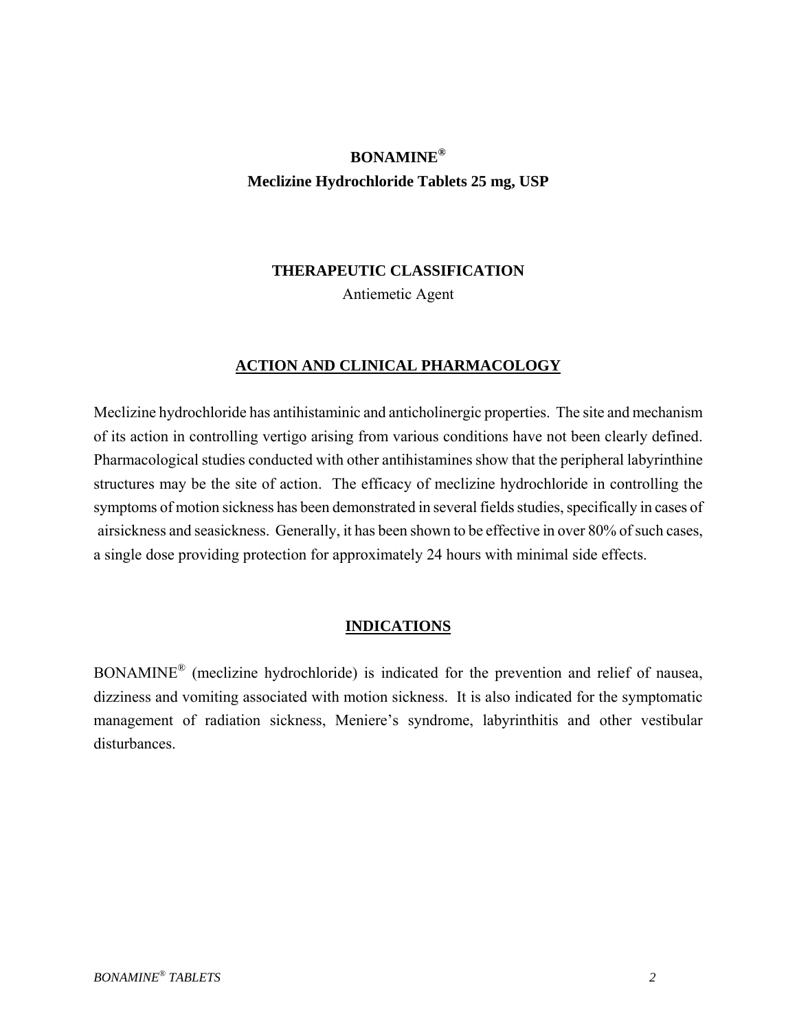# BONAMINE®
## Meclizine Hydrochloride Tablets 25 mg, USP

## THERAPEUTIC CLASSIFICATION

Antiemetic Agent

## ACTION AND CLINICAL PHARMACOLOGY

Meclizine hydrochloride has antihistaminic and anticholinergic properties. The site and mechanism of its action in controlling vertigo arising from various conditions have not been clearly defined. Pharmacological studies conducted with other antihistamines show that the peripheral labyrinthine structures may be the site of action. The efficacy of meclizine hydrochloride in controlling the symptoms of motion sickness has been demonstrated in several fields studies, specifically in cases of airsickness and seasickness. Generally, it has been shown to be effective in over 80% of such cases, a single dose providing protection for approximately 24 hours with minimal side effects.

## INDICATIONS

BONAMINE® (meclizine hydrochloride) is indicated for the prevention and relief of nausea, dizziness and vomiting associated with motion sickness. It is also indicated for the symptomatic management of radiation sickness, Meniere's syndrome, labyrinthitis and other vestibular disturbances.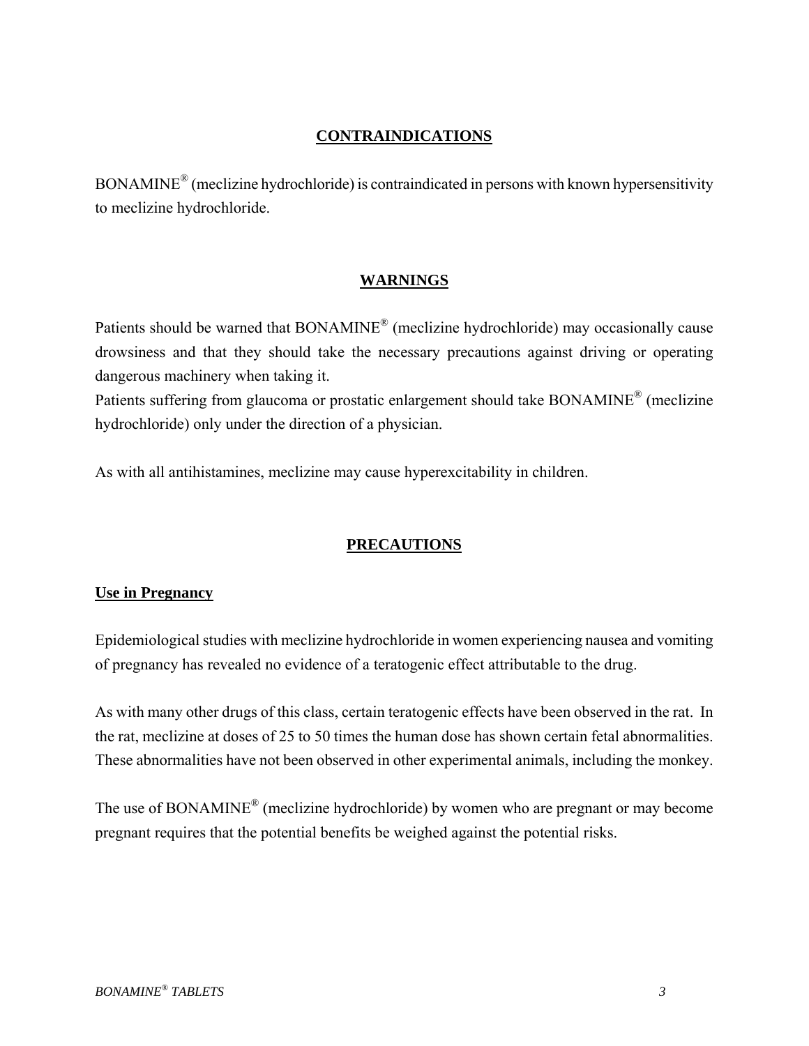## CONTRAINDICATIONS

BONAMINE® (meclizine hydrochloride) is contraindicated in persons with known hypersensitivity to meclizine hydrochloride.

## WARNINGS

Patients should be warned that BONAMINE® (meclizine hydrochloride) may occasionally cause drowsiness and that they should take the necessary precautions against driving or operating dangerous machinery when taking it.
Patients suffering from glaucoma or prostatic enlargement should take BONAMINE® (meclizine hydrochloride) only under the direction of a physician.

As with all antihistamines, meclizine may cause hyperexcitability in children.

## PRECAUTIONS

### Use in Pregnancy

Epidemiological studies with meclizine hydrochloride in women experiencing nausea and vomiting of pregnancy has revealed no evidence of a teratogenic effect attributable to the drug.

As with many other drugs of this class, certain teratogenic effects have been observed in the rat. In the rat, meclizine at doses of 25 to 50 times the human dose has shown certain fetal abnormalities. These abnormalities have not been observed in other experimental animals, including the monkey.

The use of BONAMINE® (meclizine hydrochloride) by women who are pregnant or may become pregnant requires that the potential benefits be weighed against the potential risks.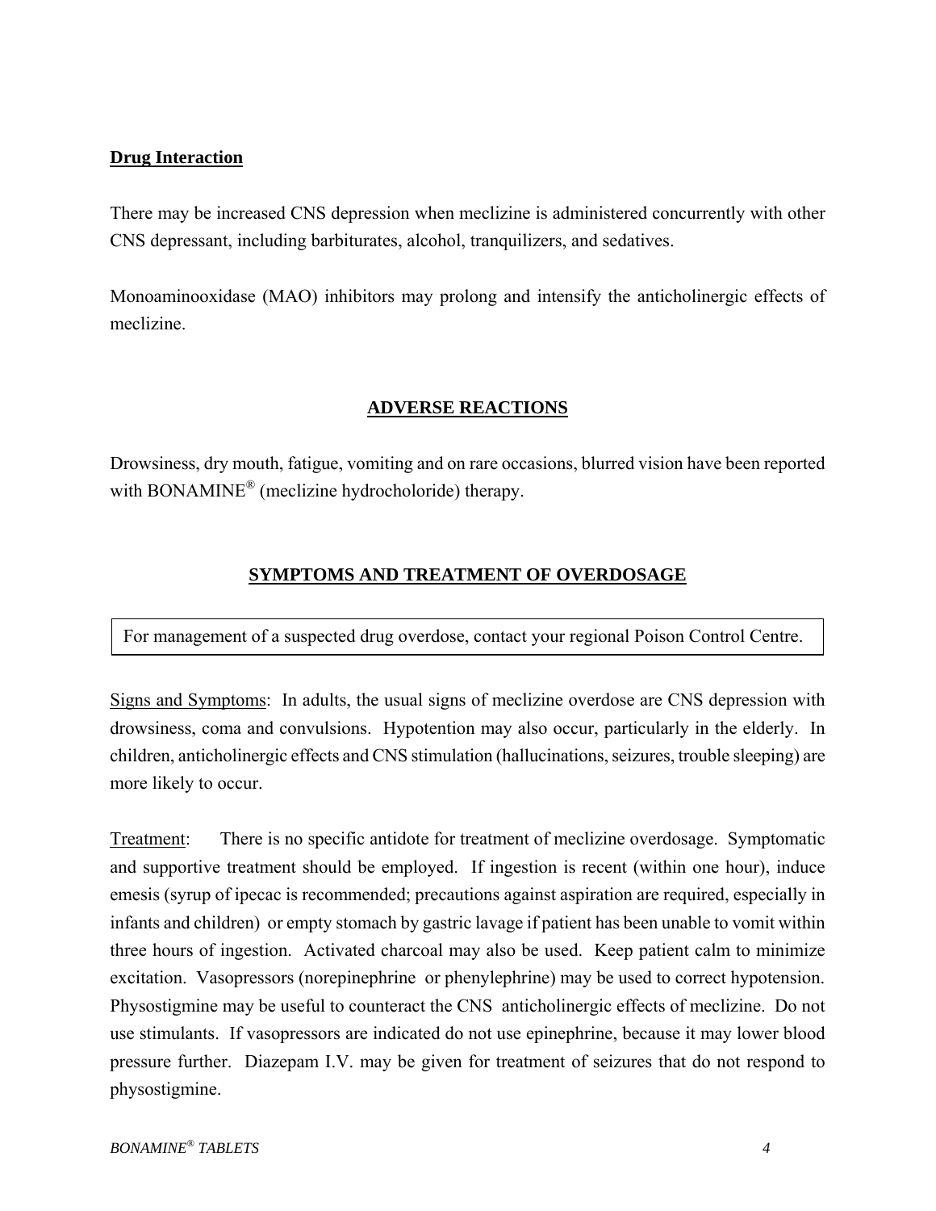### Drug Interaction

There may be increased CNS depression when meclizine is administered concurrently with other CNS depressant, including barbiturates, alcohol, tranquilizers, and sedatives.

Monoaminooxidase (MAO) inhibitors may prolong and intensify the anticholinergic effects of meclizine.

## ADVERSE REACTIONS

Drowsiness, dry mouth, fatigue, vomiting and on rare occasions, blurred vision have been reported with BONAMINE® (meclizine hydrocholoride) therapy.

## SYMPTOMS AND TREATMENT OF OVERDOSAGE

| For management of a suspected drug overdose, contact your regional Poison Control Centre. |
| --- |

Signs and Symptoms: In adults, the usual signs of meclizine overdose are CNS depression with drowsiness, coma and convulsions. Hypotention may also occur, particularly in the elderly. In children, anticholinergic effects and CNS stimulation (hallucinations, seizures, trouble sleeping) are more likely to occur.

Treatment: There is no specific antidote for treatment of meclizine overdosage. Symptomatic and supportive treatment should be employed. If ingestion is recent (within one hour), induce emesis (syrup of ipecac is recommended; precautions against aspiration are required, especially in infants and children) or empty stomach by gastric lavage if patient has been unable to vomit within three hours of ingestion. Activated charcoal may also be used. Keep patient calm to minimize excitation. Vasopressors (norepinephrine or phenylephrine) may be used to correct hypotension. Physostigmine may be useful to counteract the CNS anticholinergic effects of meclizine. Do not use stimulants. If vasopressors are indicated do not use epinephrine, because it may lower blood pressure further. Diazepam I.V. may be given for treatment of seizures that do not respond to physostigmine.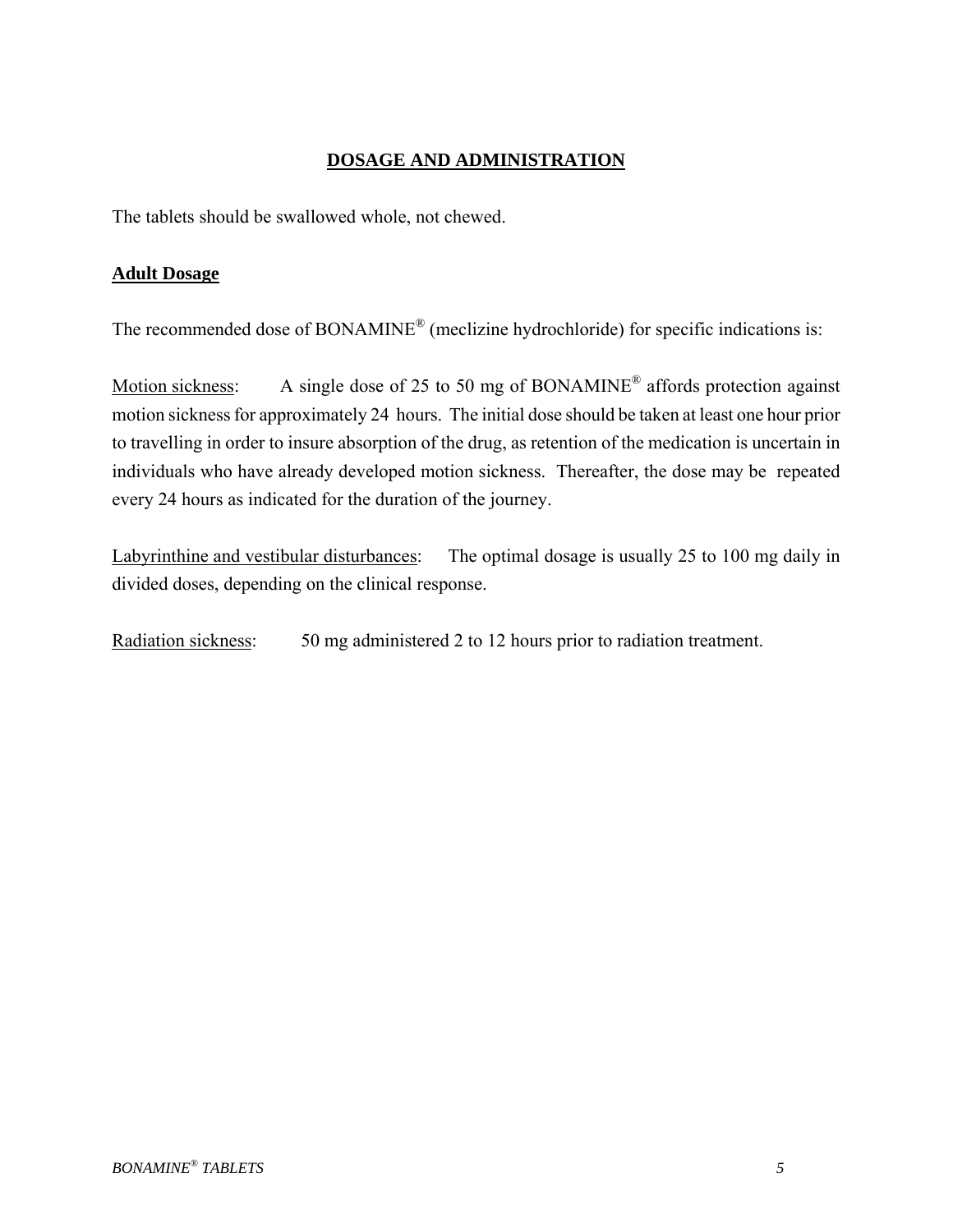## DOSAGE AND ADMINISTRATION

The tablets should be swallowed whole, not chewed.

### Adult Dosage

The recommended dose of BONAMINE® (meclizine hydrochloride) for specific indications is:

Motion sickness: A single dose of 25 to 50 mg of BONAMINE® affords protection against motion sickness for approximately 24 hours. The initial dose should be taken at least one hour prior to travelling in order to insure absorption of the drug, as retention of the medication is uncertain in individuals who have already developed motion sickness. Thereafter, the dose may be repeated every 24 hours as indicated for the duration of the journey.

Labyrinthine and vestibular disturbances: The optimal dosage is usually 25 to 100 mg daily in divided doses, depending on the clinical response.

Radiation sickness: 50 mg administered 2 to 12 hours prior to radiation treatment.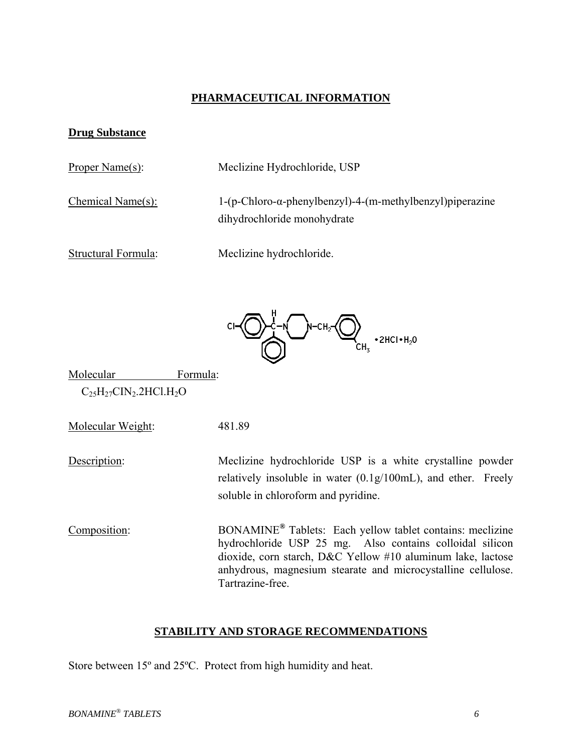## PHARMACEUTICAL INFORMATION

### Drug Substance

Proper Name(s): Meclizine Hydrochloride, USP

Chemical Name(s): 1-(p-Chloro-α-phenylbenzyl)-4-(m-methylbenzyl)piperazine dihydrochloride monohydrate

Structural Formula: Meclizine hydrochloride.

Molecular Formula: $C_{25}H_{27}ClN_2.2HCl.H_2O$

Molecular Weight: 481.89

Description: Meclizine hydrochloride USP is a white crystalline powder relatively insoluble in water (0.1g/100mL), and ether. Freely soluble in chloroform and pyridine.

Composition: BONAMINE® Tablets: Each yellow tablet contains: meclizine hydrochloride USP 25 mg. Also contains colloidal silicon dioxide, corn starch, D&C Yellow #10 aluminum lake, lactose anhydrous, magnesium stearate and microcystalline cellulose. Tartrazine-free.

## STABILITY AND STORAGE RECOMMENDATIONS

Store between 15º and 25ºC. Protect from high humidity and heat.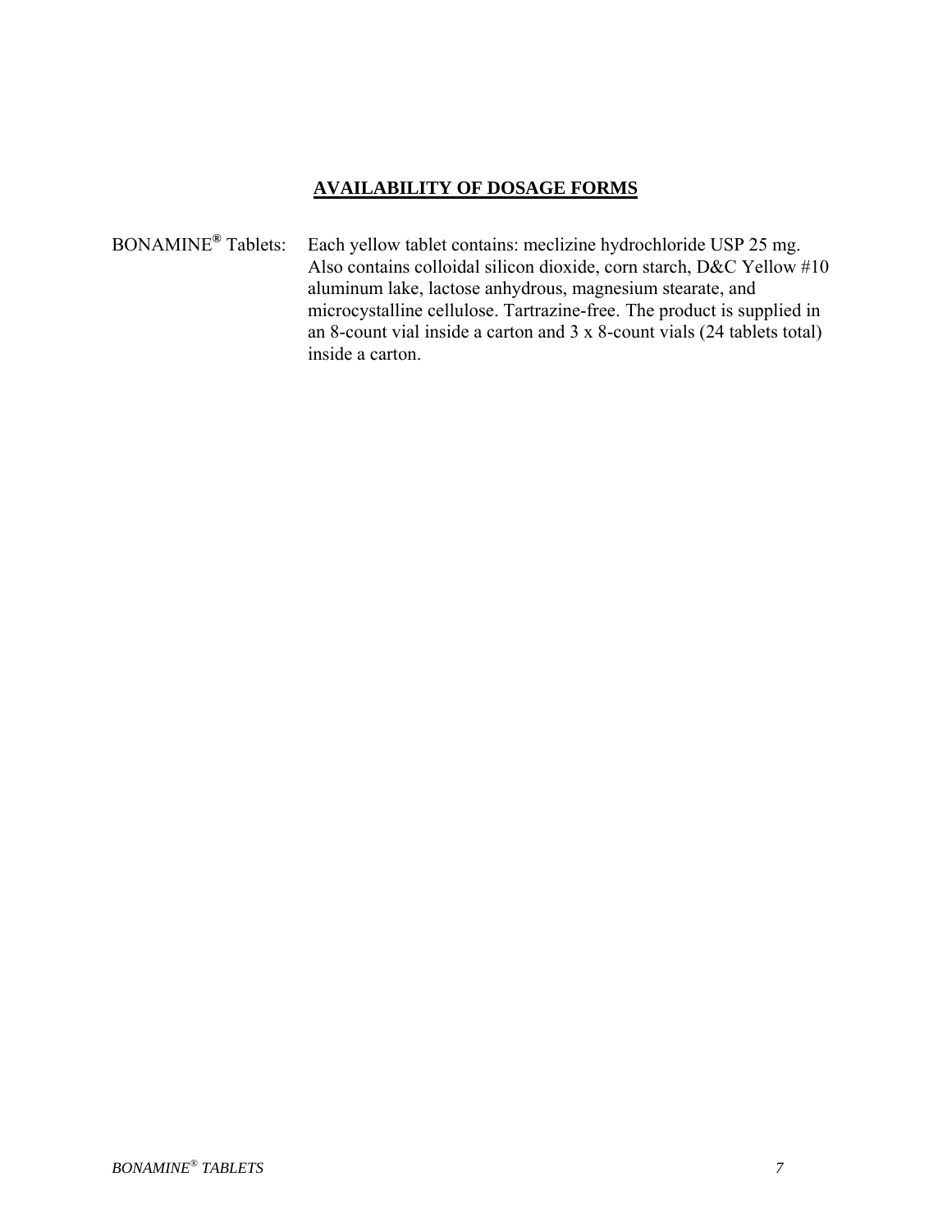## AVAILABILITY OF DOSAGE FORMS

BONAMINE® Tablets: Each yellow tablet contains: meclizine hydrochloride USP 25 mg. Also contains colloidal silicon dioxide, corn starch, D&C Yellow #10 aluminum lake, lactose anhydrous, magnesium stearate, and microcystalline cellulose. Tartrazine-free. The product is supplied in an 8-count vial inside a carton and 3 x 8-count vials (24 tablets total) inside a carton.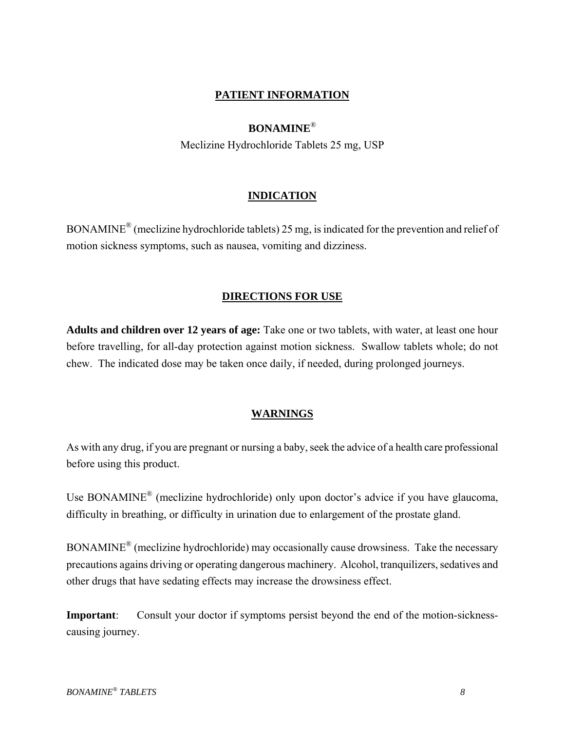# PATIENT INFORMATION

**BONAMINE®**

Meclizine Hydrochloride Tablets 25 mg, USP

## INDICATION

BONAMINE® (meclizine hydrochloride tablets) 25 mg, is indicated for the prevention and relief of motion sickness symptoms, such as nausea, vomiting and dizziness.

## DIRECTIONS FOR USE

**Adults and children over 12 years of age:** Take one or two tablets, with water, at least one hour before travelling, for all-day protection against motion sickness. Swallow tablets whole; do not chew. The indicated dose may be taken once daily, if needed, during prolonged journeys.

## WARNINGS

As with any drug, if you are pregnant or nursing a baby, seek the advice of a health care professional before using this product.

Use BONAMINE® (meclizine hydrochloride) only upon doctor's advice if you have glaucoma, difficulty in breathing, or difficulty in urination due to enlargement of the prostate gland.

BONAMINE® (meclizine hydrochloride) may occasionally cause drowsiness. Take the necessary precautions agains driving or operating dangerous machinery. Alcohol, tranquilizers, sedatives and other drugs that have sedating effects may increase the drowsiness effect.

**Important**: Consult your doctor if symptoms persist beyond the end of the motion-sickness-causing journey.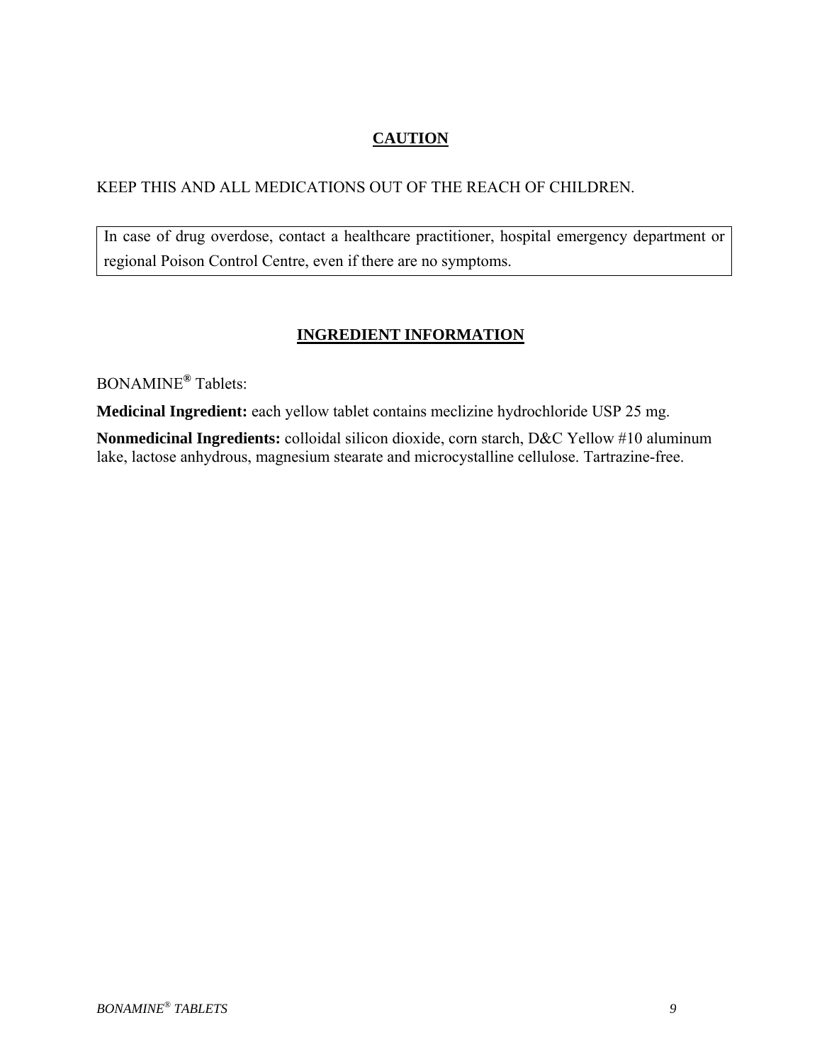## CAUTION

KEEP THIS AND ALL MEDICATIONS OUT OF THE REACH OF CHILDREN.

| In case of drug overdose, contact a healthcare practitioner, hospital emergency department or regional Poison Control Centre, even if there are no symptoms. |
| --- |

## INGREDIENT INFORMATION

BONAMINE® Tablets:

**Medicinal Ingredient:** each yellow tablet contains meclizine hydrochloride USP 25 mg.

**Nonmedicinal Ingredients:** colloidal silicon dioxide, corn starch, D&C Yellow #10 aluminum lake, lactose anhydrous, magnesium stearate and microcystalline cellulose. Tartrazine-free.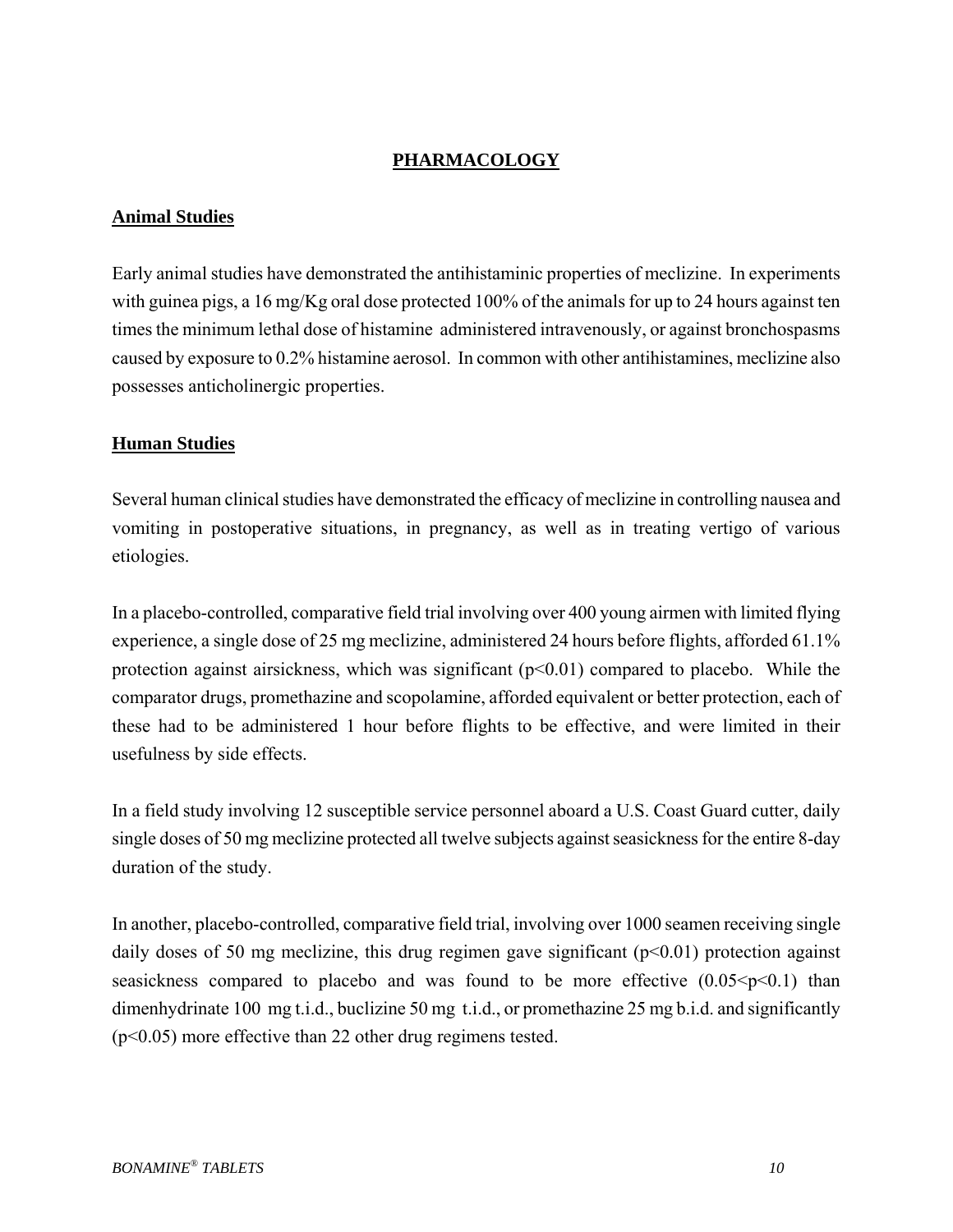# PHARMACOLOGY

## Animal Studies

Early animal studies have demonstrated the antihistaminic properties of meclizine. In experiments with guinea pigs, a 16 mg/Kg oral dose protected 100% of the animals for up to 24 hours against ten times the minimum lethal dose of histamine administered intravenously, or against bronchospasms caused by exposure to 0.2% histamine aerosol. In common with other antihistamines, meclizine also possesses anticholinergic properties.

## Human Studies

Several human clinical studies have demonstrated the efficacy of meclizine in controlling nausea and vomiting in postoperative situations, in pregnancy, as well as in treating vertigo of various etiologies.

In a placebo-controlled, comparative field trial involving over 400 young airmen with limited flying experience, a single dose of 25 mg meclizine, administered 24 hours before flights, afforded 61.1% protection against airsickness, which was significant ($p<0.01$) compared to placebo. While the comparator drugs, promethazine and scopolamine, afforded equivalent or better protection, each of these had to be administered 1 hour before flights to be effective, and were limited in their usefulness by side effects.

In a field study involving 12 susceptible service personnel aboard a U.S. Coast Guard cutter, daily single doses of 50 mg meclizine protected all twelve subjects against seasickness for the entire 8-day duration of the study.

In another, placebo-controlled, comparative field trial, involving over 1000 seamen receiving single daily doses of 50 mg meclizine, this drug regimen gave significant ($p<0.01$) protection against seasickness compared to placebo and was found to be more effective ($0.05<p<0.1$) than dimenhydrinate 100 mg t.i.d., buclizine 50 mg t.i.d., or promethazine 25 mg b.i.d. and significantly ($p<0.05$) more effective than 22 other drug regimens tested.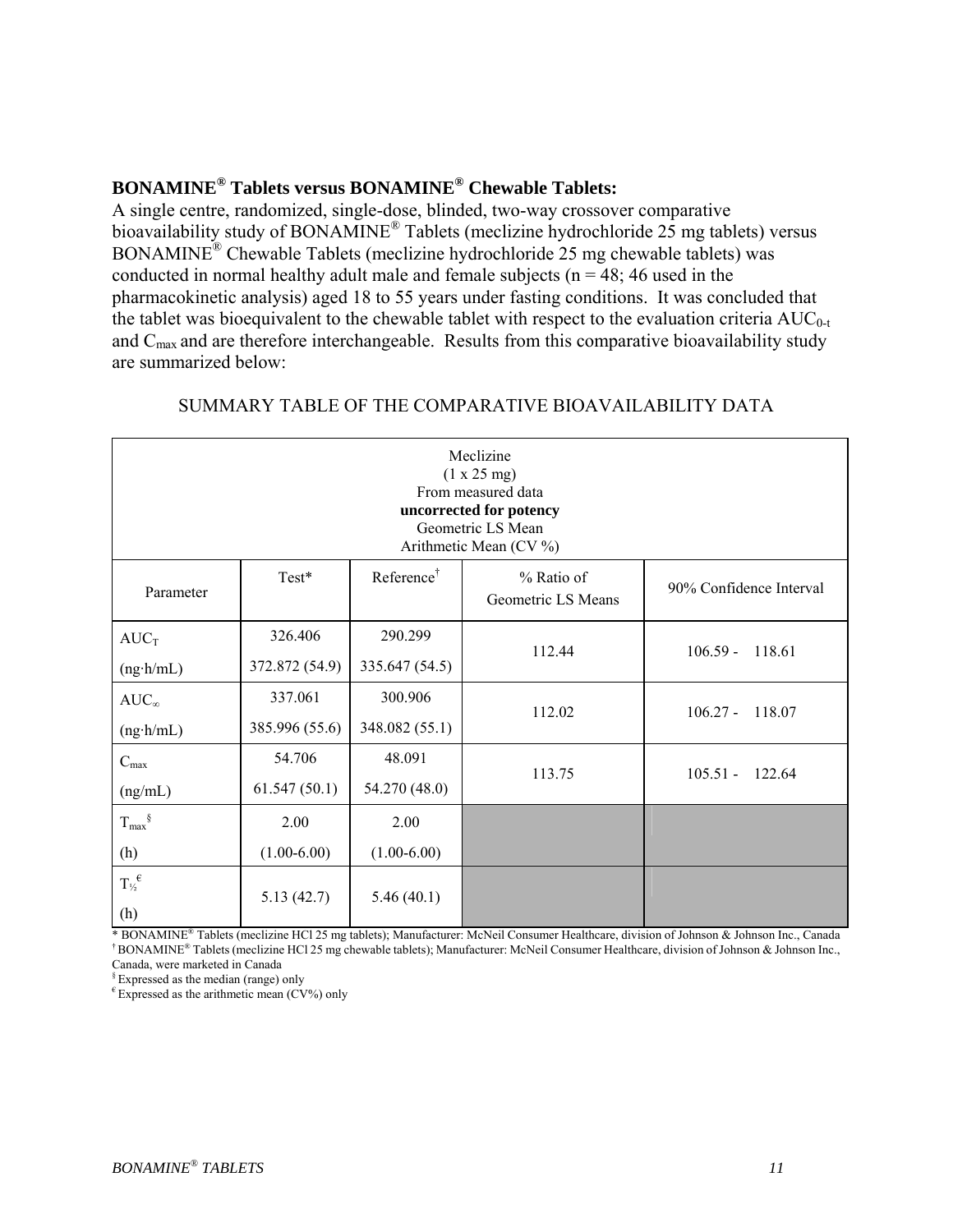**BONAMINE® Tablets versus BONAMINE® Chewable Tablets:**

A single centre, randomized, single-dose, blinded, two-way crossover comparative bioavailability study of BONAMINE® Tablets (meclizine hydrochloride 25 mg tablets) versus BONAMINE® Chewable Tablets (meclizine hydrochloride 25 mg chewable tablets) was conducted in normal healthy adult male and female subjects (n = 48; 46 used in the pharmacokinetic analysis) aged 18 to 55 years under fasting conditions. It was concluded that the tablet was bioequivalent to the chewable tablet with respect to the evaluation criteria $AUC_{0\text{-}t}$ and $C_{max}$ and are therefore interchangeable. Results from this comparative bioavailability study are summarized below:

SUMMARY TABLE OF THE COMPARATIVE BIOAVAILABILITY DATA

| Meclizine (1 x 25 mg) From measured data **uncorrected for potency** Geometric LS Mean Arithmetic Mean (CV %) | | | | |
|---|---|---|---|---|
| Parameter | Test* | Reference† | % Ratio of Geometric LS Means | 90% Confidence Interval |
| $AUC_T$ (ng·h/mL) | 326.406<br>372.872 (54.9) | 290.299<br>335.647 (54.5) | 112.44 | 106.59 - 118.61 |
| $AUC_\infty$ (ng·h/mL) | 337.061<br>385.996 (55.6) | 300.906<br>348.082 (55.1) | 112.02 | 106.27 - 118.07 |
| $C_{max}$ (ng/mL) | 54.706<br>61.547 (50.1) | 48.091<br>54.270 (48.0) | 113.75 | 105.51 - 122.64 |
| $T_{max}$§ (h) | 2.00<br>(1.00-6.00) | 2.00<br>(1.00-6.00) | | |
| $T_{½}$€ (h) | 5.13 (42.7) | 5.46 (40.1) | | |

\* BONAMINE® Tablets (meclizine HCl 25 mg tablets); Manufacturer: McNeil Consumer Healthcare, division of Johnson & Johnson Inc., Canada

† BONAMINE® Tablets (meclizine HCl 25 mg chewable tablets); Manufacturer: McNeil Consumer Healthcare, division of Johnson & Johnson Inc., Canada, were marketed in Canada

§ Expressed as the median (range) only

€ Expressed as the arithmetic mean (CV%) only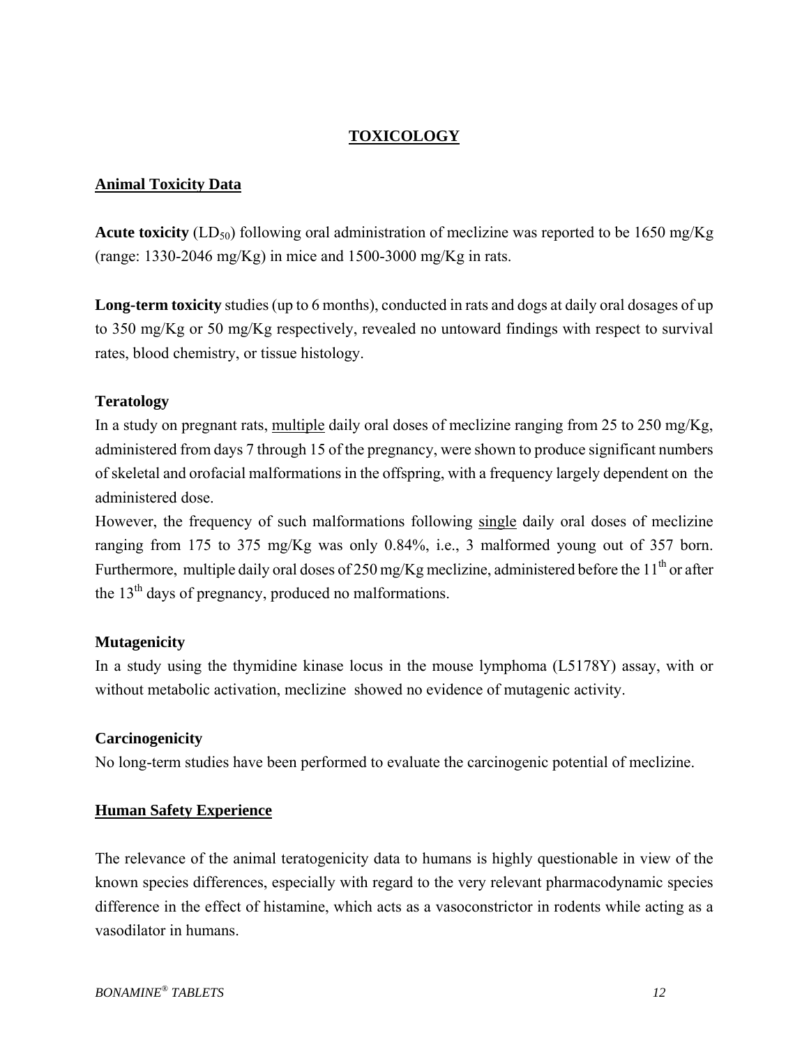# TOXICOLOGY

## Animal Toxicity Data

**Acute toxicity** ($LD_{50}$) following oral administration of meclizine was reported to be 1650 mg/Kg (range: 1330-2046 mg/Kg) in mice and 1500-3000 mg/Kg in rats.

**Long-term toxicity** studies (up to 6 months), conducted in rats and dogs at daily oral dosages of up to 350 mg/Kg or 50 mg/Kg respectively, revealed no untoward findings with respect to survival rates, blood chemistry, or tissue histology.

### Teratology

In a study on pregnant rats, multiple daily oral doses of meclizine ranging from 25 to 250 mg/Kg, administered from days 7 through 15 of the pregnancy, were shown to produce significant numbers of skeletal and orofacial malformations in the offspring, with a frequency largely dependent on the administered dose.

However, the frequency of such malformations following single daily oral doses of meclizine ranging from 175 to 375 mg/Kg was only 0.84%, i.e., 3 malformed young out of 357 born. Furthermore, multiple daily oral doses of 250 mg/Kg meclizine, administered before the 11$^{th}$ or after the 13$^{th}$ days of pregnancy, produced no malformations.

### Mutagenicity

In a study using the thymidine kinase locus in the mouse lymphoma (L5178Y) assay, with or without metabolic activation, meclizine showed no evidence of mutagenic activity.

### Carcinogenicity

No long-term studies have been performed to evaluate the carcinogenic potential of meclizine.

## Human Safety Experience

The relevance of the animal teratogenicity data to humans is highly questionable in view of the known species differences, especially with regard to the very relevant pharmacodynamic species difference in the effect of histamine, which acts as a vasoconstrictor in rodents while acting as a vasodilator in humans.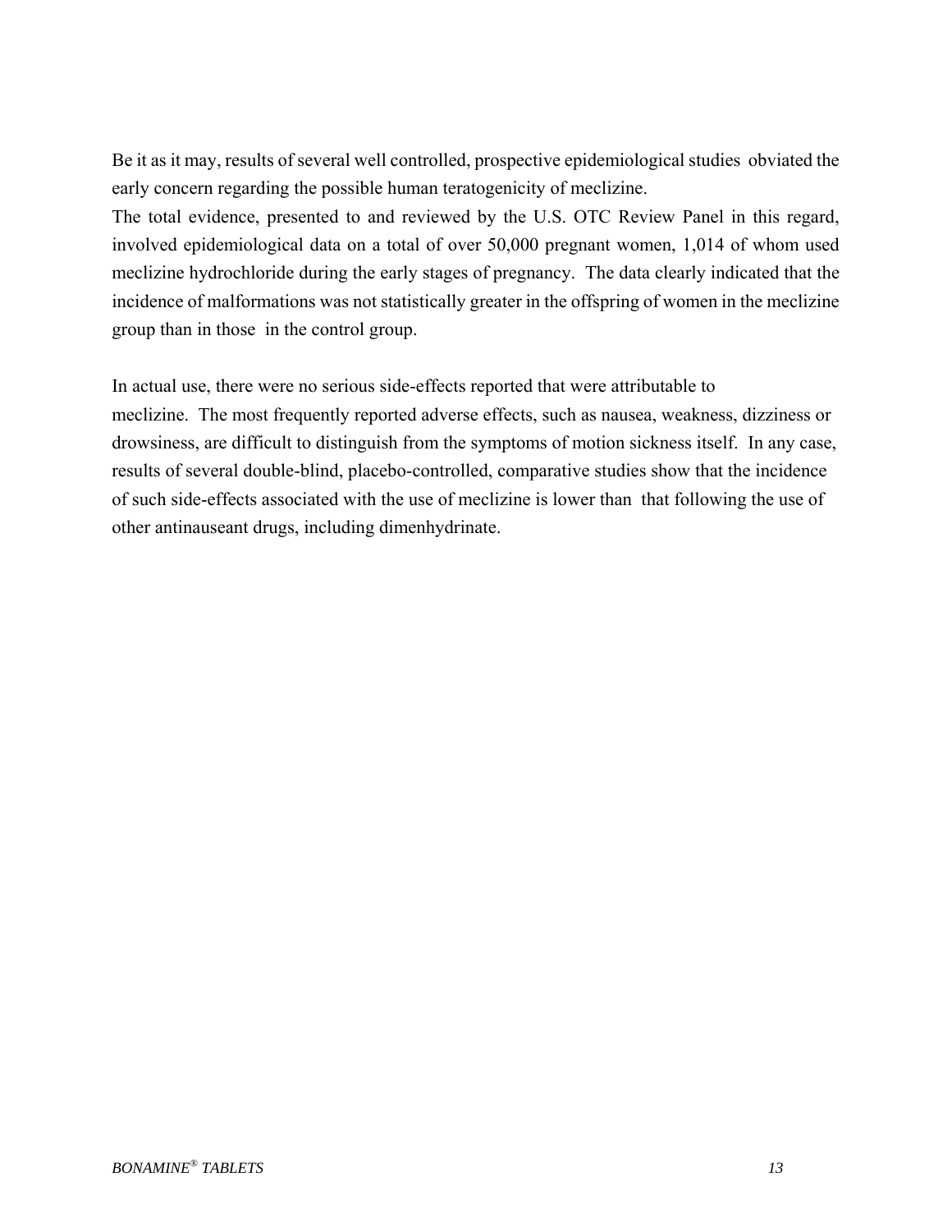Be it as it may, results of several well controlled, prospective epidemiological studies obviated the early concern regarding the possible human teratogenicity of meclizine.
The total evidence, presented to and reviewed by the U.S. OTC Review Panel in this regard, involved epidemiological data on a total of over 50,000 pregnant women, 1,014 of whom used meclizine hydrochloride during the early stages of pregnancy. The data clearly indicated that the incidence of malformations was not statistically greater in the offspring of women in the meclizine group than in those in the control group.

In actual use, there were no serious side-effects reported that were attributable to meclizine. The most frequently reported adverse effects, such as nausea, weakness, dizziness or drowsiness, are difficult to distinguish from the symptoms of motion sickness itself. In any case, results of several double-blind, placebo-controlled, comparative studies show that the incidence of such side-effects associated with the use of meclizine is lower than that following the use of other antinauseant drugs, including dimenhydrinate.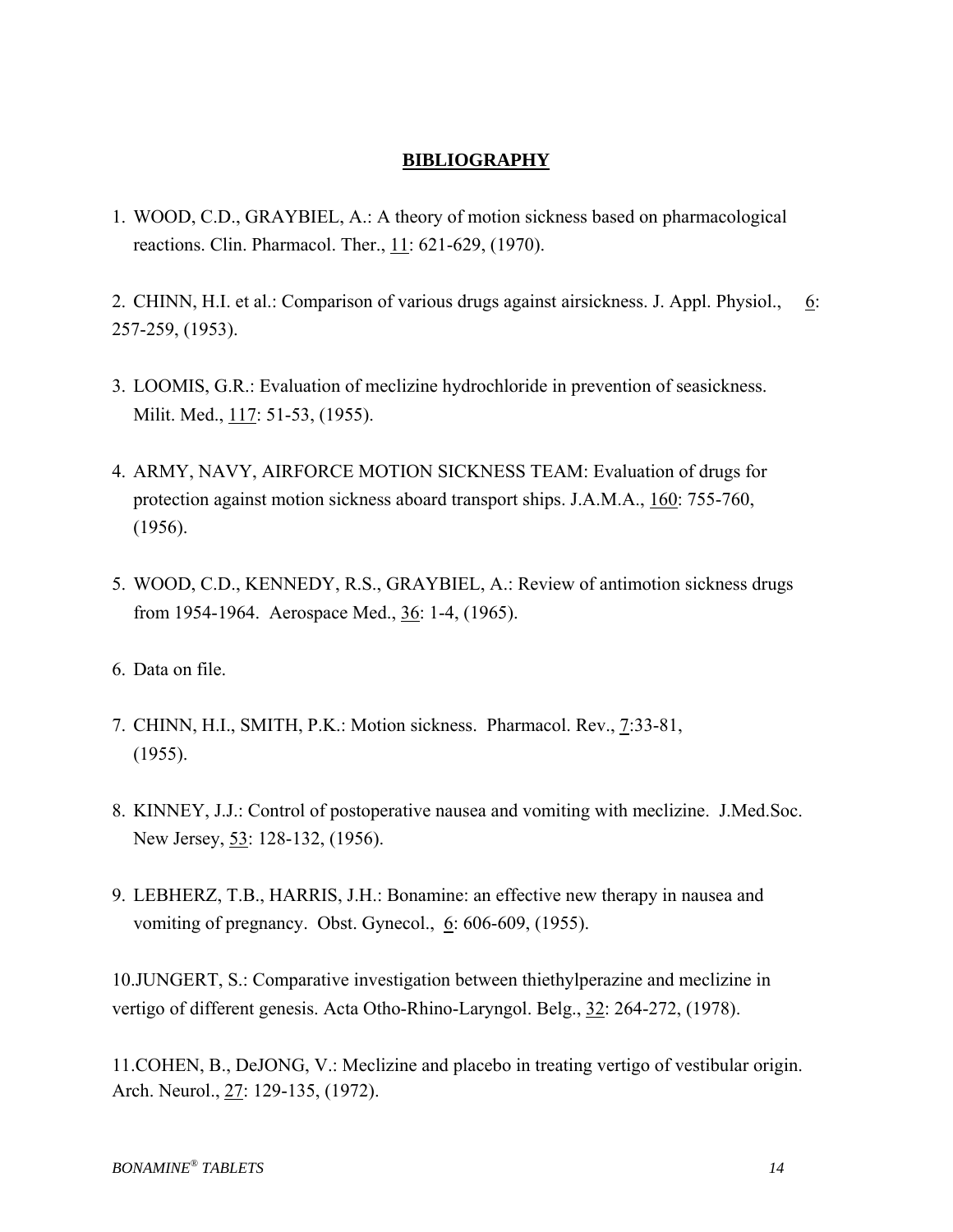## **BIBLIOGRAPHY**

1. WOOD, C.D., GRAYBIEL, A.: A theory of motion sickness based on pharmacological reactions. Clin. Pharmacol. Ther., 11: 621-629, (1970).

2. CHINN, H.I. et al.: Comparison of various drugs against airsickness. J. Appl. Physiol., 6: 257-259, (1953).

3. LOOMIS, G.R.: Evaluation of meclizine hydrochloride in prevention of seasickness. Milit. Med., 117: 51-53, (1955).

4. ARMY, NAVY, AIRFORCE MOTION SICKNESS TEAM: Evaluation of drugs for protection against motion sickness aboard transport ships. J.A.M.A., 160: 755-760, (1956).

5. WOOD, C.D., KENNEDY, R.S., GRAYBIEL, A.: Review of antimotion sickness drugs from 1954-1964. Aerospace Med., 36: 1-4, (1965).

6. Data on file.

7. CHINN, H.I., SMITH, P.K.: Motion sickness. Pharmacol. Rev., 7:33-81, (1955).

8. KINNEY, J.J.: Control of postoperative nausea and vomiting with meclizine. J.Med.Soc. New Jersey, 53: 128-132, (1956).

9. LEBHERZ, T.B., HARRIS, J.H.: Bonamine: an effective new therapy in nausea and vomiting of pregnancy. Obst. Gynecol., 6: 606-609, (1955).

10. JUNGERT, S.: Comparative investigation between thiethylperazine and meclizine in vertigo of different genesis. Acta Otho-Rhino-Laryngol. Belg., 32: 264-272, (1978).

11. COHEN, B., DeJONG, V.: Meclizine and placebo in treating vertigo of vestibular origin. Arch. Neurol., 27: 129-135, (1972).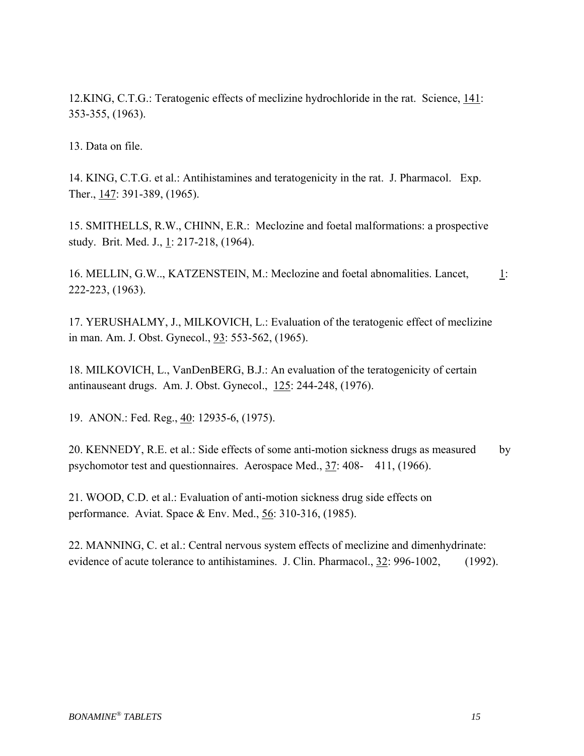12.KING, C.T.G.: Teratogenic effects of meclizine hydrochloride in the rat. Science, 141: 353-355, (1963).

13. Data on file.

14. KING, C.T.G. et al.: Antihistamines and teratogenicity in the rat. J. Pharmacol. Exp. Ther., 147: 391-389, (1965).

15. SMITHELLS, R.W., CHINN, E.R.: Meclozine and foetal malformations: a prospective study. Brit. Med. J., 1: 217-218, (1964).

16. MELLIN, G.W.., KATZENSTEIN, M.: Meclozine and foetal abnomalities. Lancet, 1: 222-223, (1963).

17. YERUSHALMY, J., MILKOVICH, L.: Evaluation of the teratogenic effect of meclizine in man. Am. J. Obst. Gynecol., 93: 553-562, (1965).

18. MILKOVICH, L., VanDenBERG, B.J.: An evaluation of the teratogenicity of certain antinauseant drugs. Am. J. Obst. Gynecol., 125: 244-248, (1976).

19. ANON.: Fed. Reg., 40: 12935-6, (1975).

20. KENNEDY, R.E. et al.: Side effects of some anti-motion sickness drugs as measured by psychomotor test and questionnaires. Aerospace Med., 37: 408- 411, (1966).

21. WOOD, C.D. et al.: Evaluation of anti-motion sickness drug side effects on performance. Aviat. Space & Env. Med., 56: 310-316, (1985).

22. MANNING, C. et al.: Central nervous system effects of meclizine and dimenhydrinate: evidence of acute tolerance to antihistamines. J. Clin. Pharmacol., 32: 996-1002, (1992).